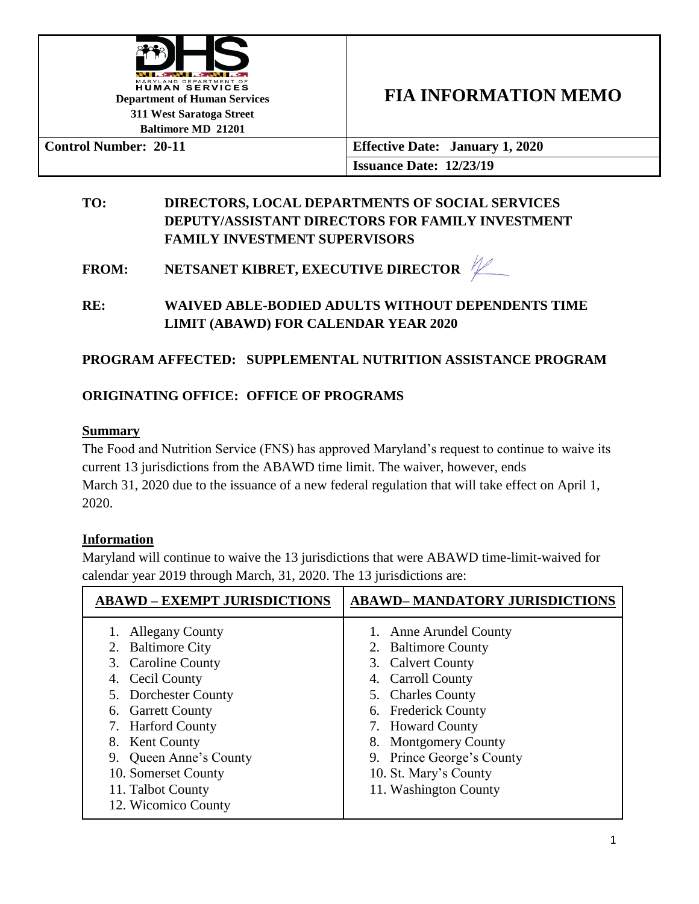Maryland Department of Human Services
**Department of Human Services**
**311 West Saratoga Street**
**Baltimore MD 21201**

# FIA INFORMATION MEMO

| | |
|---|---|
| **Control Number: 20-11** | **Effective Date: January 1, 2020** |
| | **Issuance Date: 12/23/19** |

**TO:** **DIRECTORS, LOCAL DEPARTMENTS OF SOCIAL SERVICES**
**DEPUTY/ASSISTANT DIRECTORS FOR FAMILY INVESTMENT**
**FAMILY INVESTMENT SUPERVISORS**

**FROM:** **NETSANET KIBRET, EXECUTIVE DIRECTOR**

**RE:** **WAIVED ABLE-BODIED ADULTS WITHOUT DEPENDENTS TIME LIMIT (ABAWD) FOR CALENDAR YEAR 2020**

**PROGRAM AFFECTED: SUPPLEMENTAL NUTRITION ASSISTANCE PROGRAM**

**ORIGINATING OFFICE: OFFICE OF PROGRAMS**

## Summary

The Food and Nutrition Service (FNS) has approved Maryland's request to continue to waive its current 13 jurisdictions from the ABAWD time limit. The waiver, however, ends March 31, 2020 due to the issuance of a new federal regulation that will take effect on April 1, 2020.

## Information

Maryland will continue to waive the 13 jurisdictions that were ABAWD time-limit-waived for calendar year 2019 through March, 31, 2020. The 13 jurisdictions are:

| ABAWD – EXEMPT JURISDICTIONS | ABAWD– MANDATORY JURISDICTIONS |
|---|---|
| 1. Allegany County | 1. Anne Arundel County |
| 2. Baltimore City | 2. Baltimore County |
| 3. Caroline County | 3. Calvert County |
| 4. Cecil County | 4. Carroll County |
| 5. Dorchester County | 5. Charles County |
| 6. Garrett County | 6. Frederick County |
| 7. Harford County | 7. Howard County |
| 8. Kent County | 8. Montgomery County |
| 9. Queen Anne's County | 9. Prince George's County |
| 10. Somerset County | 10. St. Mary's County |
| 11. Talbot County | 11. Washington County |
| 12. Wicomico County | |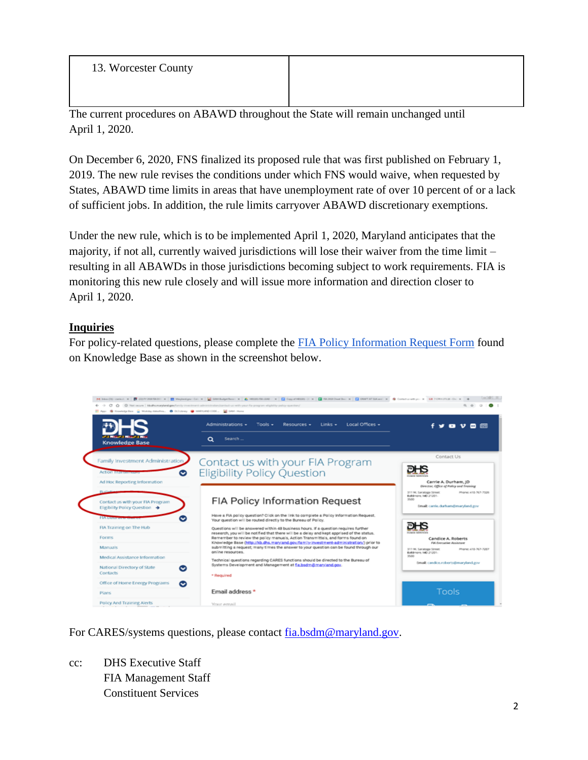| 13. Worcester County | |
| --- | --- |

The current procedures on ABAWD throughout the State will remain unchanged until April 1, 2020.

On December 6, 2020, FNS finalized its proposed rule that was first published on February 1, 2019. The new rule revises the conditions under which FNS would waive, when requested by States, ABAWD time limits in areas that have unemployment rate of over 10 percent of or a lack of sufficient jobs. In addition, the rule limits carryover ABAWD discretionary exemptions.

Under the new rule, which is to be implemented April 1, 2020, Maryland anticipates that the majority, if not all, currently waived jurisdictions will lose their waiver from the time limit – resulting in all ABAWDs in those jurisdictions becoming subject to work requirements. FIA is monitoring this new rule closely and will issue more information and direction closer to April 1, 2020.

**Inquiries**

For policy-related questions, please complete the [FIA Policy Information Request Form]() found on Knowledge Base as shown in the screenshot below.

For CARES/systems questions, please contact [fia.bsdm@maryland.gov](mailto:fia.bsdm@maryland.gov).

cc: DHS Executive Staff
FIA Management Staff
Constituent Services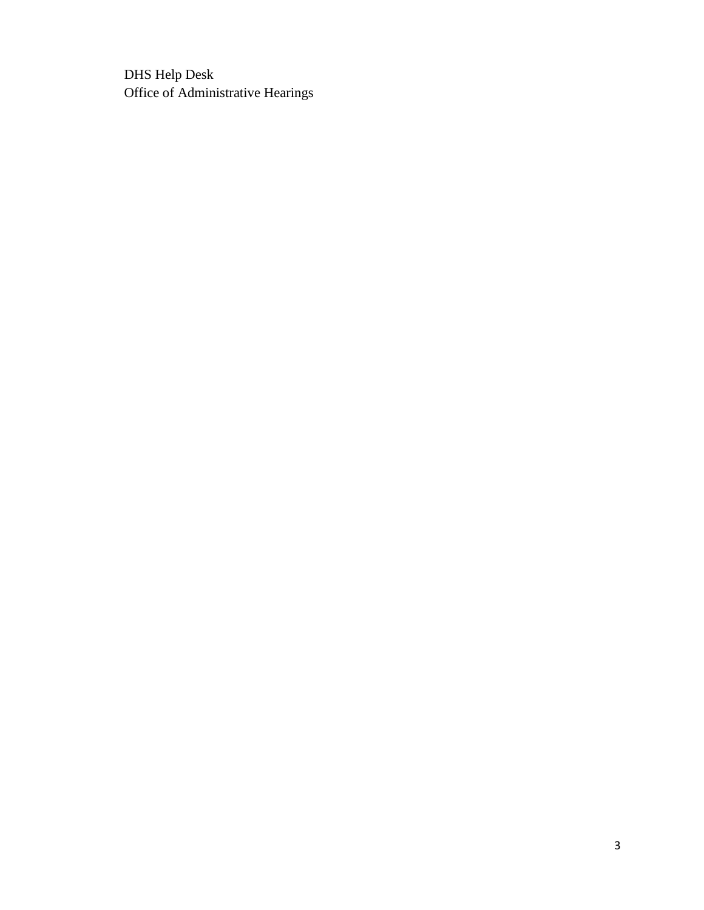DHS Help Desk
Office of Administrative Hearings